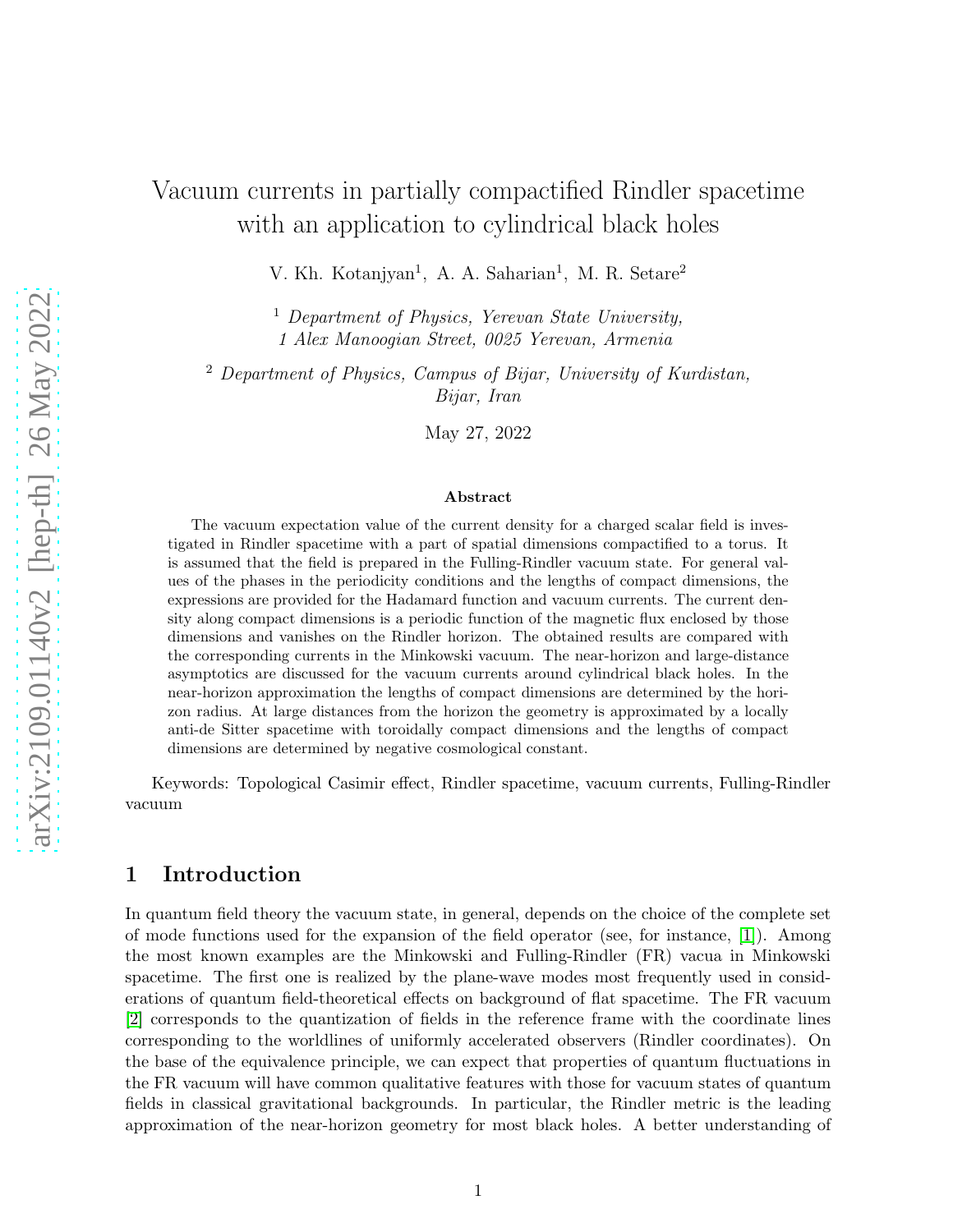# Vacuum currents in partially compactified Rindler spacetime with an application to cylindrical black holes

V. Kh. Kotanjyan[1], A. A. Saharian[1], M. R. Setare[2]

[1] *Department of Physics, Yerevan State University, 1 Alex Manoogian Street, 0025 Yerevan, Armenia*

[2] *Department of Physics, Campus of Bijar, University of Kurdistan, Bijar, Iran*

May 27, 2022

**Abstract**

The vacuum expectation value of the current density for a charged scalar field is investigated in Rindler spacetime with a part of spatial dimensions compactified to a torus. It is assumed that the field is prepared in the Fulling-Rindler vacuum state. For general values of the phases in the periodicity conditions and the lengths of compact dimensions, the expressions are provided for the Hadamard function and vacuum currents. The current density along compact dimensions is a periodic function of the magnetic flux enclosed by those dimensions and vanishes on the Rindler horizon. The obtained results are compared with the corresponding currents in the Minkowski vacuum. The near-horizon and large-distance asymptotics are discussed for the vacuum currents around cylindrical black holes. In the near-horizon approximation the lengths of compact dimensions are determined by the horizon radius. At large distances from the horizon the geometry is approximated by a locally anti-de Sitter spacetime with toroidally compact dimensions and the lengths of compact dimensions are determined by negative cosmological constant.

Keywords: Topological Casimir effect, Rindler spacetime, vacuum currents, Fulling-Rindler vacuum

## 1 Introduction

In quantum field theory the vacuum state, in general, depends on the choice of the complete set of mode functions used for the expansion of the field operator (see, for instance, [1]). Among the most known examples are the Minkowski and Fulling-Rindler (FR) vacua in Minkowski spacetime. The first one is realized by the plane-wave modes most frequently used in considerations of quantum field-theoretical effects on background of flat spacetime. The FR vacuum [2] corresponds to the quantization of fields in the reference frame with the coordinate lines corresponding to the worldlines of uniformly accelerated observers (Rindler coordinates). On the base of the equivalence principle, we can expect that properties of quantum fluctuations in the FR vacuum will have common qualitative features with those for vacuum states of quantum fields in classical gravitational backgrounds. In particular, the Rindler metric is the leading approximation of the near-horizon geometry for most black holes. A better understanding of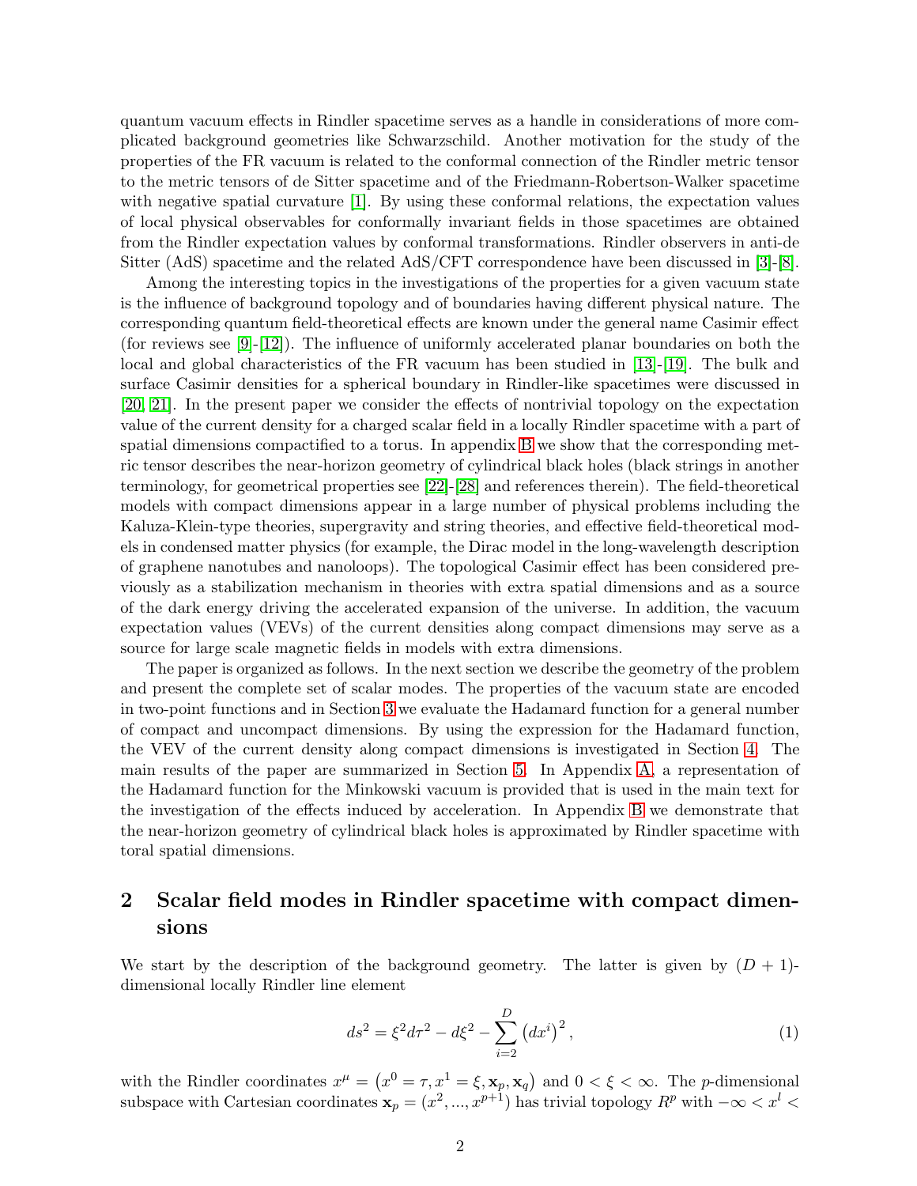quantum vacuum effects in Rindler spacetime serves as a handle in considerations of more complicated background geometries like Schwarzschild. Another motivation for the study of the properties of the FR vacuum is related to the conformal connection of the Rindler metric tensor to the metric tensors of de Sitter spacetime and of the Friedmann-Robertson-Walker spacetime with negative spatial curvature [1]. By using these conformal relations, the expectation values of local physical observables for conformally invariant fields in those spacetimes are obtained from the Rindler expectation values by conformal transformations. Rindler observers in anti-de Sitter (AdS) spacetime and the related AdS/CFT correspondence have been discussed in [3]-[8].

Among the interesting topics in the investigations of the properties for a given vacuum state is the influence of background topology and of boundaries having different physical nature. The corresponding quantum field-theoretical effects are known under the general name Casimir effect (for reviews see [9]-[12]). The influence of uniformly accelerated planar boundaries on both the local and global characteristics of the FR vacuum has been studied in [13]-[19]. The bulk and surface Casimir densities for a spherical boundary in Rindler-like spacetimes were discussed in [20, 21]. In the present paper we consider the effects of nontrivial topology on the expectation value of the current density for a charged scalar field in a locally Rindler spacetime with a part of spatial dimensions compactified to a torus. In appendix B we show that the corresponding metric tensor describes the near-horizon geometry of cylindrical black holes (black strings in another terminology, for geometrical properties see [22]-[28] and references therein). The field-theoretical models with compact dimensions appear in a large number of physical problems including the Kaluza-Klein-type theories, supergravity and string theories, and effective field-theoretical models in condensed matter physics (for example, the Dirac model in the long-wavelength description of graphene nanotubes and nanoloops). The topological Casimir effect has been considered previously as a stabilization mechanism in theories with extra spatial dimensions and as a source of the dark energy driving the accelerated expansion of the universe. In addition, the vacuum expectation values (VEVs) of the current densities along compact dimensions may serve as a source for large scale magnetic fields in models with extra dimensions.

The paper is organized as follows. In the next section we describe the geometry of the problem and present the complete set of scalar modes. The properties of the vacuum state are encoded in two-point functions and in Section 3 we evaluate the Hadamard function for a general number of compact and uncompact dimensions. By using the expression for the Hadamard function, the VEV of the current density along compact dimensions is investigated in Section 4. The main results of the paper are summarized in Section 5. In Appendix A, a representation of the Hadamard function for the Minkowski vacuum is provided that is used in the main text for the investigation of the effects induced by acceleration. In Appendix B we demonstrate that the near-horizon geometry of cylindrical black holes is approximated by Rindler spacetime with toral spatial dimensions.

## 2 Scalar field modes in Rindler spacetime with compact dimensions

We start by the description of the background geometry. The latter is given by $(D+1)$-dimensional locally Rindler line element

$$ds^2 = \xi^2 d\tau^2 - d\xi^2 - \sum_{i=2}^{D} \left(dx^i\right)^2, \tag{1}$$

with the Rindler coordinates $x^\mu = \left(x^0 = \tau, x^1 = \xi, \mathbf{x}_p, \mathbf{x}_q\right)$ and $0 < \xi < \infty$. The $p$-dimensional subspace with Cartesian coordinates $\mathbf{x}_p = (x^2, ..., x^{p+1})$ has trivial topology $R^p$ with $-\infty < x^l <$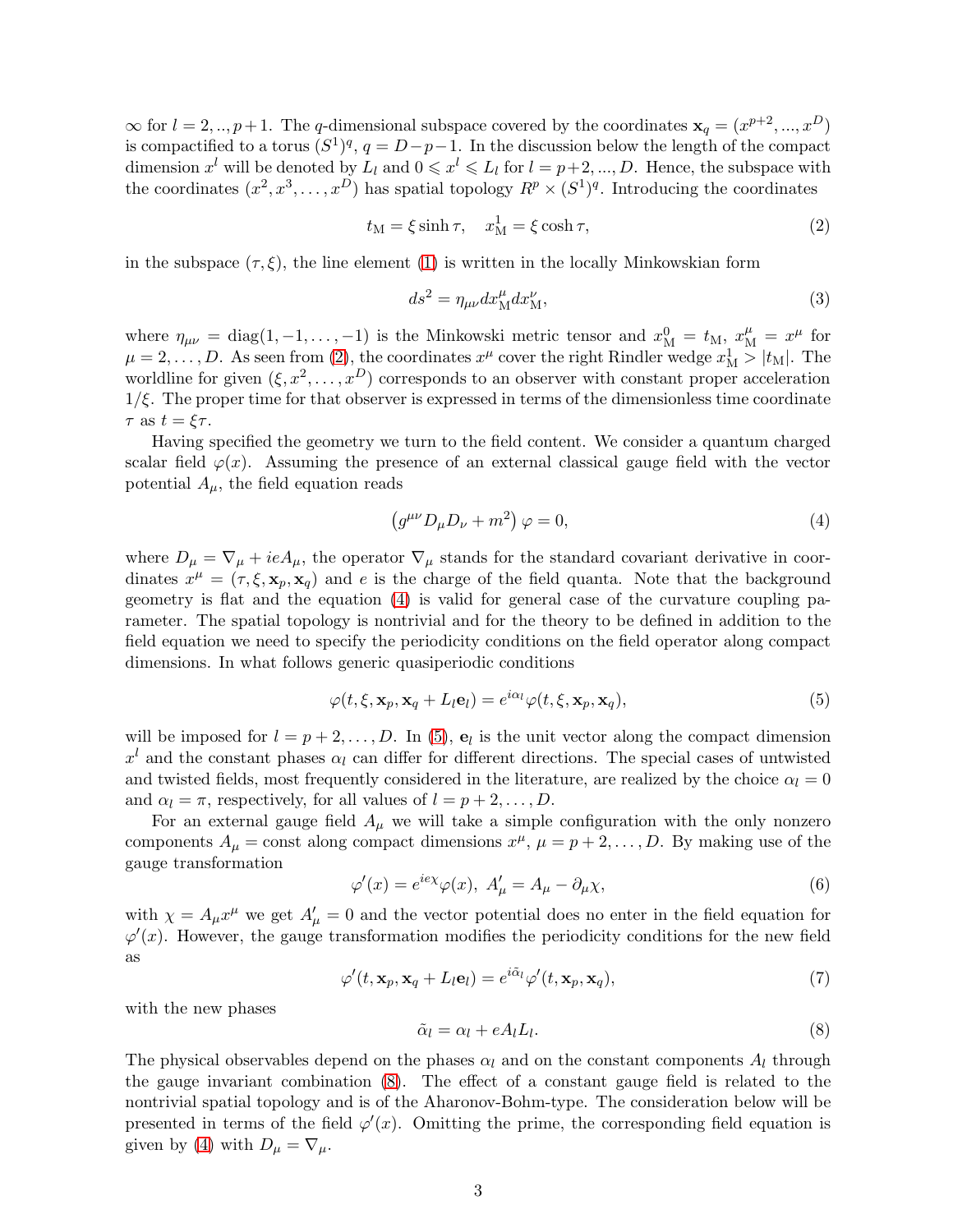$\infty$ for $l = 2, .., p+1$. The $q$-dimensional subspace covered by the coordinates $\mathbf{x}_q = (x^{p+2}, ..., x^D)$ is compactified to a torus $(S^1)^q$, $q = D-p-1$. In the discussion below the length of the compact dimension $x^l$ will be denoted by $L_l$ and $0 \leqslant x^l \leqslant L_l$ for $l = p+2, ..., D$. Hence, the subspace with the coordinates $(x^2, x^3, \ldots, x^D)$ has spatial topology $R^p \times (S^1)^q$. Introducing the coordinates

$$t_{\rm M} = \xi \sinh \tau, \quad x^1_{\rm M} = \xi \cosh \tau, \tag{2}$$

in the subspace $(\tau, \xi)$, the line element (1) is written in the locally Minkowskian form

$$ds^2 = \eta_{\mu\nu} dx^\mu_{\rm M} dx^\nu_{\rm M}, \tag{3}$$

where $\eta_{\mu\nu} = \text{diag}(1, -1, \ldots, -1)$ is the Minkowski metric tensor and $x^0_{\rm M} = t_{\rm M}$, $x^\mu_{\rm M} = x^\mu$ for $\mu = 2, \ldots, D$. As seen from (2), the coordinates $x^\mu$ cover the right Rindler wedge $x^1_{\rm M} > |t_{\rm M}|$. The worldline for given $(\xi, x^2, \ldots, x^D)$ corresponds to an observer with constant proper acceleration $1/\xi$. The proper time for that observer is expressed in terms of the dimensionless time coordinate $\tau$ as $t = \xi\tau$.

Having specified the geometry we turn to the field content. We consider a quantum charged scalar field $\varphi(x)$. Assuming the presence of an external classical gauge field with the vector potential $A_\mu$, the field equation reads

$$\left( g^{\mu\nu} D_\mu D_\nu + m^2 \right) \varphi = 0, \tag{4}$$

where $D_\mu = \nabla_\mu + ieA_\mu$, the operator $\nabla_\mu$ stands for the standard covariant derivative in coordinates $x^\mu = (\tau, \xi, \mathbf{x}_p, \mathbf{x}_q)$ and $e$ is the charge of the field quanta. Note that the background geometry is flat and the equation (4) is valid for general case of the curvature coupling parameter. The spatial topology is nontrivial and for the theory to be defined in addition to the field equation we need to specify the periodicity conditions on the field operator along compact dimensions. In what follows generic quasiperiodic conditions

$$\varphi(t, \xi, \mathbf{x}_p, \mathbf{x}_q + L_l \mathbf{e}_l) = e^{i\alpha_l} \varphi(t, \xi, \mathbf{x}_p, \mathbf{x}_q), \tag{5}$$

will be imposed for $l = p+2, \ldots, D$. In (5), $\mathbf{e}_l$ is the unit vector along the compact dimension $x^l$ and the constant phases $\alpha_l$ can differ for different directions. The special cases of untwisted and twisted fields, most frequently considered in the literature, are realized by the choice $\alpha_l = 0$ and $\alpha_l = \pi$, respectively, for all values of $l = p+2, \ldots, D$.

For an external gauge field $A_\mu$ we will take a simple configuration with the only nonzero components $A_\mu = \text{const}$ along compact dimensions $x^\mu$, $\mu = p+2, \ldots, D$. By making use of the gauge transformation

$$\varphi'(x) = e^{ie\chi} \varphi(x), \ A'_\mu = A_\mu - \partial_\mu \chi, \tag{6}$$

with $\chi = A_\mu x^\mu$ we get $A'_\mu = 0$ and the vector potential does no enter in the field equation for $\varphi'(x)$. However, the gauge transformation modifies the periodicity conditions for the new field as

$$\varphi'(t, \mathbf{x}_p, \mathbf{x}_q + L_l \mathbf{e}_l) = e^{i\tilde{\alpha}_l} \varphi'(t, \mathbf{x}_p, \mathbf{x}_q), \tag{7}$$

with the new phases

$$\tilde{\alpha}_l = \alpha_l + eA_l L_l. \tag{8}$$

The physical observables depend on the phases $\alpha_l$ and on the constant components $A_l$ through the gauge invariant combination (8). The effect of a constant gauge field is related to the nontrivial spatial topology and is of the Aharonov-Bohm-type. The consideration below will be presented in terms of the field $\varphi'(x)$. Omitting the prime, the corresponding field equation is given by (4) with $D_\mu = \nabla_\mu$.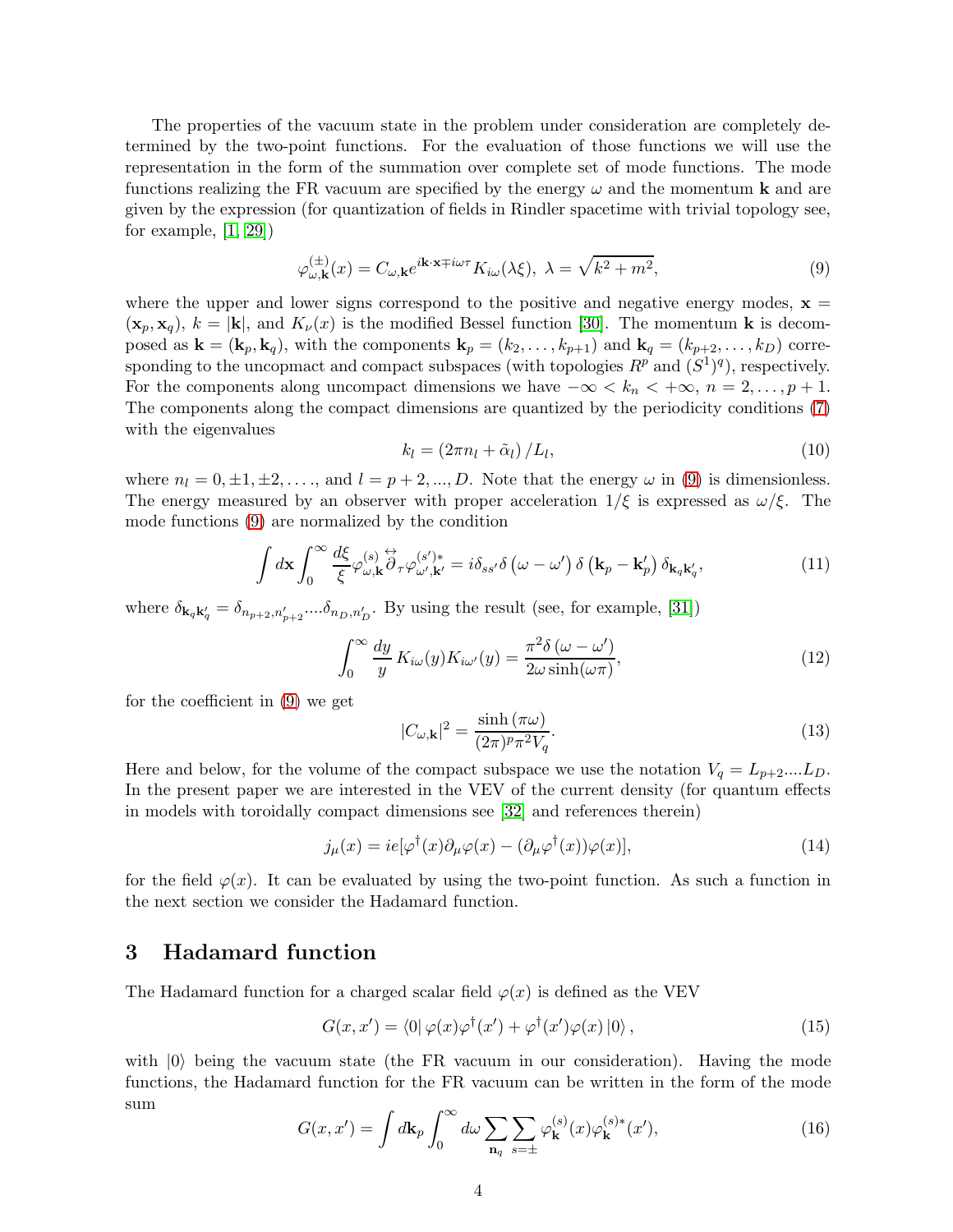The properties of the vacuum state in the problem under consideration are completely determined by the two-point functions. For the evaluation of those functions we will use the representation in the form of the summation over complete set of mode functions. The mode functions realizing the FR vacuum are specified by the energy $\omega$ and the momentum $\mathbf{k}$ and are given by the expression (for quantization of fields in Rindler spacetime with trivial topology see, for example, [1, 29])

$$\varphi_{\omega,\mathbf{k}}^{(\pm)}(x) = C_{\omega,\mathbf{k}} e^{i\mathbf{k}\cdot\mathbf{x}\mp i\omega\tau} K_{i\omega}(\lambda\xi),\ \lambda = \sqrt{k^2+m^2}, \tag{9}$$

where the upper and lower signs correspond to the positive and negative energy modes, $\mathbf{x} = (\mathbf{x}_p, \mathbf{x}_q)$, $k = |\mathbf{k}|$, and $K_\nu(x)$ is the modified Bessel function [30]. The momentum $\mathbf{k}$ is decomposed as $\mathbf{k} = (\mathbf{k}_p, \mathbf{k}_q)$, with the components $\mathbf{k}_p = (k_2, \ldots, k_{p+1})$ and $\mathbf{k}_q = (k_{p+2}, \ldots, k_D)$ corresponding to the uncopmact and compact subspaces (with topologies $R^p$ and $(S^1)^q$), respectively. For the components along uncompact dimensions we have $-\infty < k_n < +\infty$, $n = 2, \ldots, p+1$. The components along the compact dimensions are quantized by the periodicity conditions (7) with the eigenvalues

$$k_l = (2\pi n_l + \tilde{\alpha}_l)/L_l, \tag{10}$$

where $n_l = 0, \pm 1, \pm 2, \ldots$, and $l = p+2, ..., D$. Note that the energy $\omega$ in (9) is dimensionless. The energy measured by an observer with proper acceleration $1/\xi$ is expressed as $\omega/\xi$. The mode functions (9) are normalized by the condition

$$\int d\mathbf{x} \int_0^\infty \frac{d\xi}{\xi} \varphi_{\omega,\mathbf{k}}^{(s)} \overleftrightarrow{\partial}_\tau \varphi_{\omega',\mathbf{k}'}^{(s')*} = i\delta_{ss'}\delta\left(\omega - \omega'\right)\delta\left(\mathbf{k}_p - \mathbf{k}'_p\right)\delta_{\mathbf{k}_q\mathbf{k}'_q}, \tag{11}$$

where $\delta_{\mathbf{k}_q\mathbf{k}'_q} = \delta_{n_{p+2},n'_{p+2}} \ldots \delta_{n_D,n'_D}$. By using the result (see, for example, [31])

$$\int_0^\infty \frac{dy}{y} K_{i\omega}(y) K_{i\omega'}(y) = \frac{\pi^2\delta\left(\omega - \omega'\right)}{2\omega\sinh(\omega\pi)}, \tag{12}$$

for the coefficient in (9) we get

$$|C_{\omega,\mathbf{k}}|^2 = \frac{\sinh(\pi\omega)}{(2\pi)^p\pi^2 V_q}. \tag{13}$$

Here and below, for the volume of the compact subspace we use the notation $V_q = L_{p+2} \ldots L_D$. In the present paper we are interested in the VEV of the current density (for quantum effects in models with toroidally compact dimensions see [32] and references therein)

$$j_\mu(x) = ie[\varphi^\dagger(x)\partial_\mu\varphi(x) - (\partial_\mu\varphi^\dagger(x))\varphi(x)], \tag{14}$$

for the field $\varphi(x)$. It can be evaluated by using the two-point function. As such a function in the next section we consider the Hadamard function.

## 3 Hadamard function

The Hadamard function for a charged scalar field $\varphi(x)$ is defined as the VEV

$$G(x,x') = \langle 0|\,\varphi(x)\varphi^\dagger(x') + \varphi^\dagger(x')\varphi(x)\,|0\rangle\,, \tag{15}$$

with $|0\rangle$ being the vacuum state (the FR vacuum in our consideration). Having the mode functions, the Hadamard function for the FR vacuum can be written in the form of the mode sum

$$G(x,x') = \int d\mathbf{k}_p \int_0^\infty d\omega \sum_{\mathbf{n}_q} \sum_{s=\pm} \varphi_{\mathbf{k}}^{(s)}(x)\varphi_{\mathbf{k}}^{(s)*}(x'), \tag{16}$$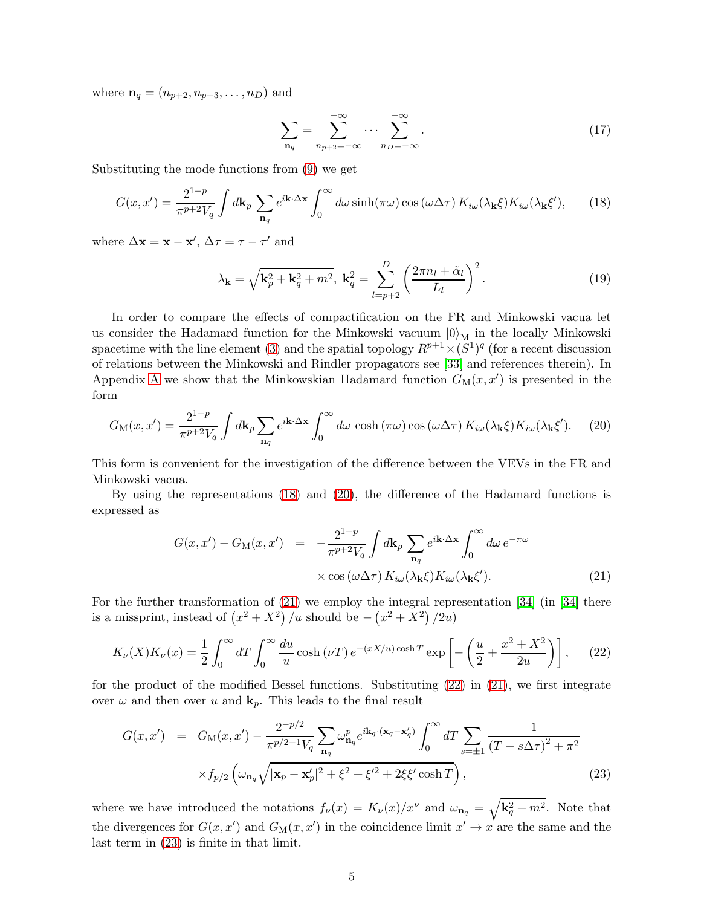where $\mathbf{n}_q = (n_{p+2}, n_{p+3}, \ldots, n_D)$ and

$$\sum_{\mathbf{n}_q} = \sum_{n_{p+2}=-\infty}^{+\infty} \cdots \sum_{n_D=-\infty}^{+\infty} . \tag{17}$$

Substituting the mode functions from (9) we get

$$G(x,x') = \frac{2^{1-p}}{\pi^{p+2}V_q} \int d\mathbf{k}_p \sum_{\mathbf{n}_q} e^{i\mathbf{k}\cdot\Delta\mathbf{x}} \int_0^\infty d\omega \sinh(\pi\omega) \cos(\omega\Delta\tau)\, K_{i\omega}(\lambda_{\mathbf{k}}\xi) K_{i\omega}(\lambda_{\mathbf{k}}\xi'), \tag{18}$$

where $\Delta\mathbf{x} = \mathbf{x} - \mathbf{x}'$, $\Delta\tau = \tau - \tau'$ and

$$\lambda_{\mathbf{k}} = \sqrt{\mathbf{k}_p^2 + \mathbf{k}_q^2 + m^2},\ \mathbf{k}_q^2 = \sum_{l=p+2}^{D} \left( \frac{2\pi n_l + \tilde{\alpha}_l}{L_l} \right)^2 . \tag{19}$$

In order to compare the effects of compactification on the FR and Minkowski vacua let us consider the Hadamard function for the Minkowski vacuum $|0\rangle_{\mathrm{M}}$ in the locally Minkowski spacetime with the line element (3) and the spatial topology $R^{p+1} \times (S^1)^q$ (for a recent discussion of relations between the Minkowski and Rindler propagators see [33] and references therein). In Appendix A we show that the Minkowskian Hadamard function $G_{\mathrm{M}}(x,x')$ is presented in the form

$$G_{\mathrm{M}}(x,x') = \frac{2^{1-p}}{\pi^{p+2}V_q} \int d\mathbf{k}_p \sum_{\mathbf{n}_q} e^{i\mathbf{k}\cdot\Delta\mathbf{x}} \int_0^\infty d\omega\, \cosh(\pi\omega) \cos(\omega\Delta\tau)\, K_{i\omega}(\lambda_{\mathbf{k}}\xi) K_{i\omega}(\lambda_{\mathbf{k}}\xi'). \tag{20}$$

This form is convenient for the investigation of the difference between the VEVs in the FR and Minkowski vacua.

By using the representations (18) and (20), the difference of the Hadamard functions is expressed as

$$\begin{aligned} G(x,x') - G_{\mathrm{M}}(x,x') &= -\frac{2^{1-p}}{\pi^{p+2}V_q} \int d\mathbf{k}_p \sum_{\mathbf{n}_q} e^{i\mathbf{k}\cdot\Delta\mathbf{x}} \int_0^\infty d\omega\, e^{-\pi\omega} \\ &\quad \times \cos(\omega\Delta\tau)\, K_{i\omega}(\lambda_{\mathbf{k}}\xi) K_{i\omega}(\lambda_{\mathbf{k}}\xi'). \end{aligned} \tag{21}$$

For the further transformation of (21) we employ the integral representation [34] (in [34] there is a missprint, instead of $\left(x^2 + X^2\right)/u$ should be $-\left(x^2 + X^2\right)/2u$)

$$K_\nu(X) K_\nu(x) = \frac{1}{2} \int_0^\infty dT \int_0^\infty \frac{du}{u} \cosh(\nu T)\, e^{-(xX/u)\cosh T} \exp\left[ -\left( \frac{u}{2} + \frac{x^2 + X^2}{2u} \right) \right], \tag{22}$$

for the product of the modified Bessel functions. Substituting (22) in (21), we first integrate over $\omega$ and then over $u$ and $\mathbf{k}_p$. This leads to the final result

$$\begin{aligned} G(x,x') &= G_{\mathrm{M}}(x,x') - \frac{2^{-p/2}}{\pi^{p/2+1}V_q} \sum_{\mathbf{n}_q} \omega_{\mathbf{n}_q}^p e^{i\mathbf{k}_q\cdot(\mathbf{x}_q - \mathbf{x}'_q)} \int_0^\infty dT \sum_{s=\pm1} \frac{1}{(T - s\Delta\tau)^2 + \pi^2} \\ &\quad \times f_{p/2}\left( \omega_{\mathbf{n}_q} \sqrt{|\mathbf{x}_p - \mathbf{x}'_p|^2 + \xi^2 + \xi'^2 + 2\xi\xi' \cosh T} \right), \end{aligned} \tag{23}$$

where we have introduced the notations $f_\nu(x) = K_\nu(x)/x^\nu$ and $\omega_{\mathbf{n}_q} = \sqrt{\mathbf{k}_q^2 + m^2}$. Note that the divergences for $G(x,x')$ and $G_{\mathrm{M}}(x,x')$ in the coincidence limit $x' \to x$ are the same and the last term in (23) is finite in that limit.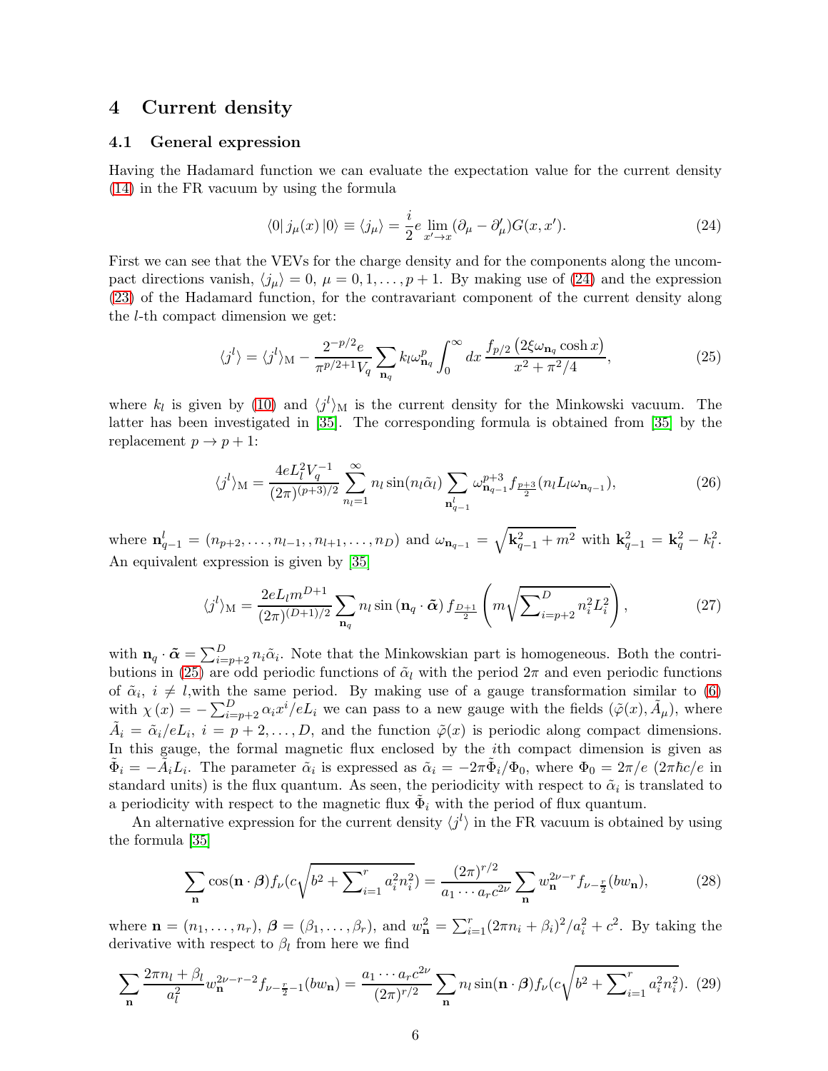## 4 Current density

### 4.1 General expression

Having the Hadamard function we can evaluate the expectation value for the current density (14) in the FR vacuum by using the formula

$$\langle 0|\, j_\mu(x)\, |0\rangle \equiv \langle j_\mu\rangle = \frac{i}{2} e \lim_{x'\to x} (\partial_\mu - \partial'_\mu) G(x,x'). \tag{24}$$

First we can see that the VEVs for the charge density and for the components along the uncompact directions vanish, $\langle j_\mu\rangle = 0$, $\mu = 0, 1, \ldots, p+1$. By making use of (24) and the expression (23) of the Hadamard function, for the contravariant component of the current density along the $l$-th compact dimension we get:

$$\langle j^l\rangle = \langle j^l\rangle_{\rm M} - \frac{2^{-p/2} e}{\pi^{p/2+1} V_q} \sum_{\mathbf{n}_q} k_l \omega^p_{\mathbf{n}_q} \int_0^\infty dx\, \frac{f_{p/2}\left(2\xi\omega_{\mathbf{n}_q}\cosh x\right)}{x^2+\pi^2/4}, \tag{25}$$

where $k_l$ is given by (10) and $\langle j^l\rangle_{\rm M}$ is the current density for the Minkowski vacuum. The latter has been investigated in [35]. The corresponding formula is obtained from [35] by the replacement $p \to p+1$:

$$\langle j^l\rangle_{\rm M} = \frac{4eL_l^2 V_q^{-1}}{(2\pi)^{(p+3)/2}} \sum_{n_l=1}^\infty n_l \sin(n_l\tilde{\alpha}_l) \sum_{\mathbf{n}^l_{q-1}} \omega^{p+3}_{\mathbf{n}_{q-1}} f_{\frac{p+3}{2}}(n_l L_l \omega_{\mathbf{n}_{q-1}}), \tag{26}$$

where $\mathbf{n}^l_{q-1} = (n_{p+2}, \ldots, n_{l-1}, , n_{l+1}, \ldots, n_D)$ and $\omega_{\mathbf{n}_{q-1}} = \sqrt{\mathbf{k}^2_{q-1}+m^2}$ with $\mathbf{k}^2_{q-1} = \mathbf{k}^2_q - k^2_l$. An equivalent expression is given by [35]

$$\langle j^l\rangle_{\rm M} = \frac{2eL_l m^{D+1}}{(2\pi)^{(D+1)/2}} \sum_{\mathbf{n}_q} n_l \sin\left(\mathbf{n}_q\cdot\tilde{\boldsymbol{\alpha}}\right) f_{\frac{D+1}{2}}\left(m\sqrt{\sum\nolimits_{i=p+2}^D n_i^2 L_i^2}\right), \tag{27}$$

with $\mathbf{n}_q \cdot \tilde{\boldsymbol{\alpha}} = \sum_{i=p+2}^D n_i\tilde{\alpha}_i$. Note that the Minkowskian part is homogeneous. Both the contributions in (25) are odd periodic functions of $\tilde{\alpha}_l$ with the period $2\pi$ and even periodic functions of $\tilde{\alpha}_i$, $i \neq l$,with the same period. By making use of a gauge transformation similar to (6) with $\chi(x) = -\sum_{i=p+2}^D \alpha_i x^i/eL_i$ we can pass to a new gauge with the fields $(\tilde{\varphi}(x), \tilde{A}_\mu)$, where $\tilde{A}_i = \tilde{\alpha}_i/eL_i$, $i = p+2, \ldots, D$, and the function $\tilde{\varphi}(x)$ is periodic along compact dimensions. In this gauge, the formal magnetic flux enclosed by the $i$th compact dimension is given as $\tilde{\Phi}_i = -\tilde{A}_i L_i$. The parameter $\tilde{\alpha}_i$ is expressed as $\tilde{\alpha}_i = -2\pi\tilde{\Phi}_i/\Phi_0$, where $\Phi_0 = 2\pi/e$ ($2\pi\hbar c/e$ in standard units) is the flux quantum. As seen, the periodicity with respect to $\tilde{\alpha}_i$ is translated to a periodicity with respect to the magnetic flux $\tilde{\Phi}_i$ with the period of flux quantum.

An alternative expression for the current density $\langle j^l\rangle$ in the FR vacuum is obtained by using the formula [35]

$$\sum_{\mathbf{n}} \cos(\mathbf{n}\cdot\boldsymbol{\beta}) f_\nu(c\sqrt{b^2+\sum\nolimits_{i=1}^r a_i^2 n_i^2}) = \frac{(2\pi)^{r/2}}{a_1\cdots a_r c^{2\nu}} \sum_{\mathbf{n}} w_{\mathbf{n}}^{2\nu-r} f_{\nu-\frac{r}{2}}(bw_{\mathbf{n}}), \tag{28}$$

where $\mathbf{n} = (n_1, \ldots, n_r)$, $\boldsymbol{\beta} = (\beta_1, \ldots, \beta_r)$, and $w^2_{\mathbf{n}} = \sum_{i=1}^r (2\pi n_i + \beta_i)^2/a_i^2 + c^2$. By taking the derivative with respect to $\beta_l$ from here we find

$$\sum_{\mathbf{n}} \frac{2\pi n_l + \beta_l}{a_l^2} w_{\mathbf{n}}^{2\nu-r-2} f_{\nu-\frac{r}{2}-1}(bw_{\mathbf{n}}) = \frac{a_1\cdots a_r c^{2\nu}}{(2\pi)^{r/2}} \sum_{\mathbf{n}} n_l \sin(\mathbf{n}\cdot\boldsymbol{\beta}) f_\nu(c\sqrt{b^2+\sum\nolimits_{i=1}^r a_i^2 n_i^2}). \tag{29}$$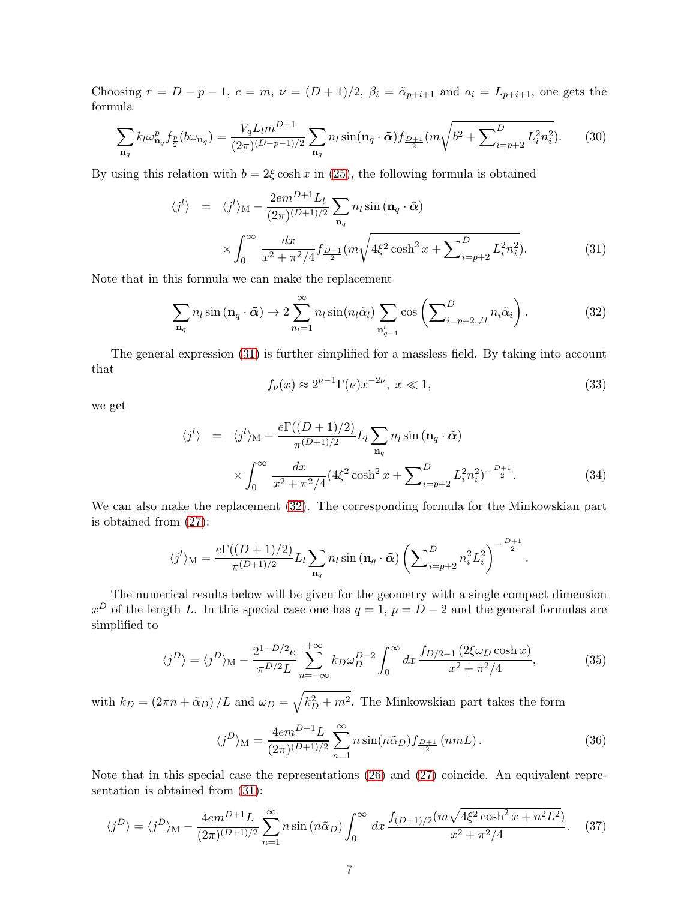Choosing $r = D - p - 1$, $c = m$, $\nu = (D+1)/2$, $\beta_i = \tilde{\alpha}_{p+i+1}$ and $a_i = L_{p+i+1}$, one gets the formula

$$\sum_{\mathbf{n}_q} k_l \omega_{\mathbf{n}_q}^p f_{\frac{p}{2}}(b\omega_{\mathbf{n}_q}) = \frac{V_q L_l m^{D+1}}{(2\pi)^{(D-p-1)/2}} \sum_{\mathbf{n}_q} n_l \sin(\mathbf{n}_q \cdot \tilde{\boldsymbol{\alpha}}) f_{\frac{D+1}{2}}(m\sqrt{b^2 + \sum\nolimits_{i=p+2}^{D} L_i^2 n_i^2}). \tag{30}$$

By using this relation with $b = 2\xi \cosh x$ in (25), the following formula is obtained

$$\begin{aligned} \langle j^l \rangle &= \langle j^l \rangle_{\mathrm{M}} - \frac{2em^{D+1}L_l}{(2\pi)^{(D+1)/2}} \sum_{\mathbf{n}_q} n_l \sin(\mathbf{n}_q \cdot \boldsymbol{\alpha}) \\ &\quad \times \int_0^\infty \frac{dx}{x^2 + \pi^2/4} f_{\frac{D+1}{2}}(m\sqrt{4\xi^2 \cosh^2 x + \sum\nolimits_{i=p+2}^{D} L_i^2 n_i^2}). \end{aligned} \tag{31}$$

Note that in this formula we can make the replacement

$$\sum_{\mathbf{n}_q} n_l \sin(\mathbf{n}_q \cdot \tilde{\boldsymbol{\alpha}}) \to 2\sum_{n_l=1}^{\infty} n_l \sin(n_l \tilde{\alpha}_l) \sum_{\mathbf{n}_{q-1}^l} \cos\left(\sum\nolimits_{i=p+2,\neq l}^{D} n_i \tilde{\alpha}_i\right). \tag{32}$$

The general expression (31) is further simplified for a massless field. By taking into account that

$$f_\nu(x) \approx 2^{\nu-1}\Gamma(\nu)x^{-2\nu},\ x \ll 1, \tag{33}$$

we get

$$\begin{aligned} \langle j^l \rangle &= \langle j^l \rangle_{\mathrm{M}} - \frac{e\Gamma((D+1)/2)}{\pi^{(D+1)/2}} L_l \sum_{\mathbf{n}_q} n_l \sin(\mathbf{n}_q \cdot \tilde{\boldsymbol{\alpha}}) \\ &\quad \times \int_0^\infty \frac{dx}{x^2 + \pi^2/4} (4\xi^2 \cosh^2 x + \sum\nolimits_{i=p+2}^{D} L_i^2 n_i^2)^{-\frac{D+1}{2}}. \end{aligned} \tag{34}$$

We can also make the replacement (32). The corresponding formula for the Minkowskian part is obtained from (27):

$$\langle j^l \rangle_{\mathrm{M}} = \frac{e\Gamma((D+1)/2)}{\pi^{(D+1)/2}} L_l \sum_{\mathbf{n}_q} n_l \sin(\mathbf{n}_q \cdot \tilde{\boldsymbol{\alpha}}) \left(\sum\nolimits_{i=p+2}^{D} n_i^2 L_i^2\right)^{-\frac{D+1}{2}}.$$

The numerical results below will be given for the geometry with a single compact dimension $x^D$ of the length $L$. In this special case one has $q = 1$, $p = D - 2$ and the general formulas are simplified to

$$\langle j^D \rangle = \langle j^D \rangle_{\mathrm{M}} - \frac{2^{1-D/2}e}{\pi^{D/2}L} \sum_{n=-\infty}^{+\infty} k_D \omega_D^{D-2} \int_0^\infty dx\, \frac{f_{D/2-1}(2\xi\omega_D \cosh x)}{x^2 + \pi^2/4}, \tag{35}$$

with $k_D = (2\pi n + \tilde{\alpha}_D)/L$ and $\omega_D = \sqrt{k_D^2 + m^2}$. The Minkowskian part takes the form

$$\langle j^D \rangle_{\mathrm{M}} = \frac{4em^{D+1}L}{(2\pi)^{(D+1)/2}} \sum_{n=1}^{\infty} n \sin(n\tilde{\alpha}_D) f_{\frac{D+1}{2}}(nmL). \tag{36}$$

Note that in this special case the representations (26) and (27) coincide. An equivalent representation is obtained from (31):

$$\langle j^D \rangle = \langle j^D \rangle_{\mathrm{M}} - \frac{4em^{D+1}L}{(2\pi)^{(D+1)/2}} \sum_{n=1}^{\infty} n \sin(n\tilde{\alpha}_D) \int_0^\infty dx\, \frac{f_{(D+1)/2}(m\sqrt{4\xi^2 \cosh^2 x + n^2 L^2})}{x^2 + \pi^2/4}. \tag{37}$$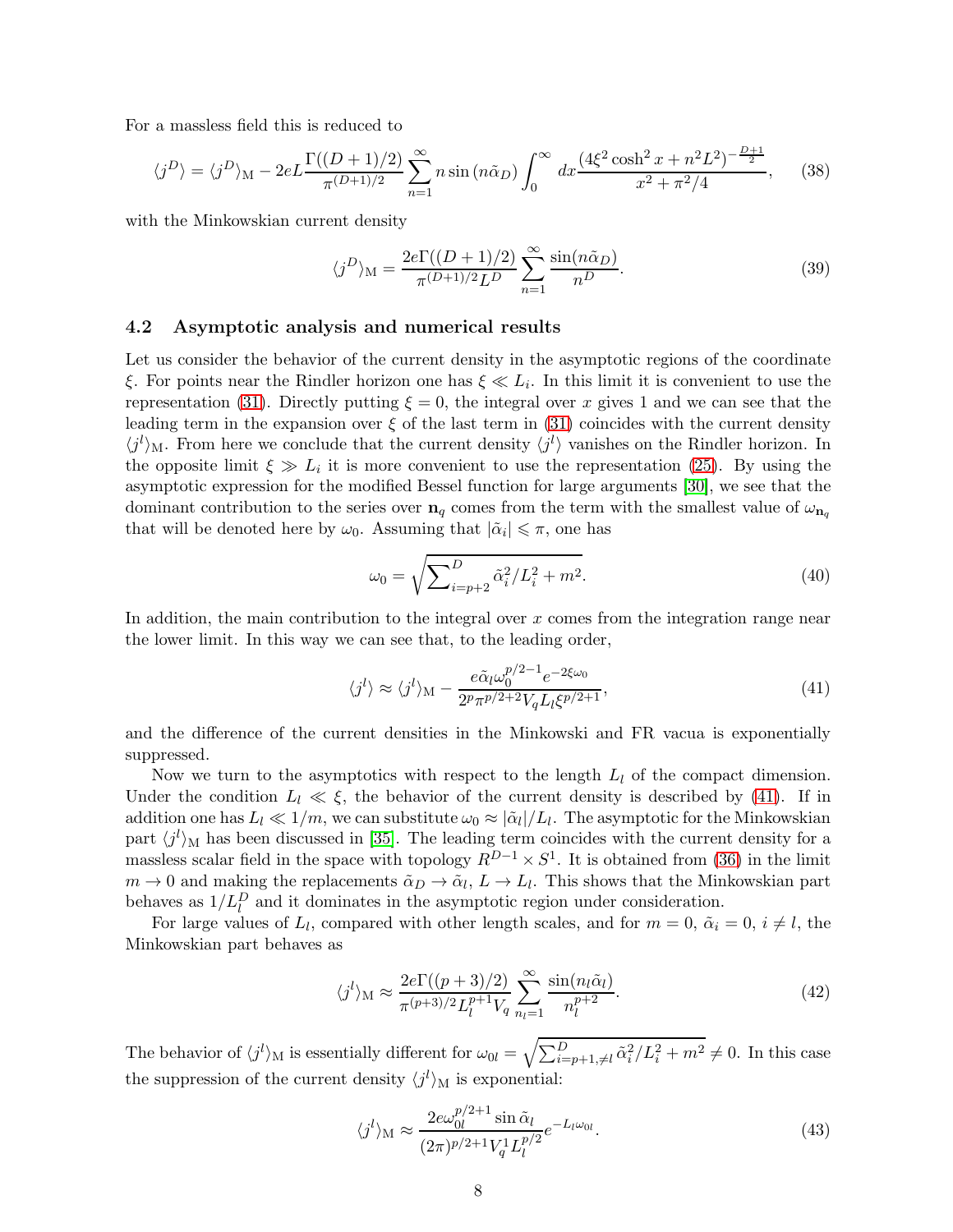For a massless field this is reduced to

$$\langle j^D \rangle = \langle j^D \rangle_{\rm M} - 2eL \frac{\Gamma((D+1)/2)}{\pi^{(D+1)/2}} \sum_{n=1}^{\infty} n \sin(n\tilde{\alpha}_D) \int_0^{\infty} dx \frac{(4\xi^2 \cosh^2 x + n^2 L^2)^{-\frac{D+1}{2}}}{x^2 + \pi^2/4}, \tag{38}$$

with the Minkowskian current density

$$\langle j^D \rangle_{\rm M} = \frac{2e\Gamma((D+1)/2)}{\pi^{(D+1)/2} L^D} \sum_{n=1}^{\infty} \frac{\sin(n\tilde{\alpha}_D)}{n^D}. \tag{39}$$

### 4.2 Asymptotic analysis and numerical results

Let us consider the behavior of the current density in the asymptotic regions of the coordinate $\xi$. For points near the Rindler horizon one has $\xi \ll L_i$. In this limit it is convenient to use the representation (31). Directly putting $\xi = 0$, the integral over $x$ gives 1 and we can see that the leading term in the expansion over $\xi$ of the last term in (31) coincides with the current density $\langle j^l \rangle_{\rm M}$. From here we conclude that the current density $\langle j^l \rangle$ vanishes on the Rindler horizon. In the opposite limit $\xi \gg L_i$ it is more convenient to use the representation (25). By using the asymptotic expression for the modified Bessel function for large arguments [30], we see that the dominant contribution to the series over $\mathbf{n}_q$ comes from the term with the smallest value of $\omega_{\mathbf{n}_q}$ that will be denoted here by $\omega_0$. Assuming that $|\tilde{\alpha}_i| \leqslant \pi$, one has

$$\omega_0 = \sqrt{\sum\nolimits_{i=p+2}^{D} \tilde{\alpha}_i^2/L_i^2 + m^2}. \tag{40}$$

In addition, the main contribution to the integral over $x$ comes from the integration range near the lower limit. In this way we can see that, to the leading order,

$$\langle j^l \rangle \approx \langle j^l \rangle_{\rm M} - \frac{e\tilde{\alpha}_l \omega_0^{p/2-1} e^{-2\xi\omega_0}}{2^p \pi^{p/2+2} V_q L_l \xi^{p/2+1}}, \tag{41}$$

and the difference of the current densities in the Minkowski and FR vacua is exponentially suppressed.

Now we turn to the asymptotics with respect to the length $L_l$ of the compact dimension. Under the condition $L_l \ll \xi$, the behavior of the current density is described by (41). If in addition one has $L_l \ll 1/m$, we can substitute $\omega_0 \approx |\tilde{\alpha}_l|/L_l$. The asymptotic for the Minkowskian part $\langle j^l \rangle_{\rm M}$ has been discussed in [35]. The leading term coincides with the current density for a massless scalar field in the space with topology $R^{D-1} \times S^1$. It is obtained from (36) in the limit $m \to 0$ and making the replacements $\tilde{\alpha}_D \to \tilde{\alpha}_l$, $L \to L_l$. This shows that the Minkowskian part behaves as $1/L_l^D$ and it dominates in the asymptotic region under consideration.

For large values of $L_l$, compared with other length scales, and for $m = 0$, $\tilde{\alpha}_i = 0$, $i \neq l$, the Minkowskian part behaves as

$$\langle j^l \rangle_{\rm M} \approx \frac{2e\Gamma((p+3)/2)}{\pi^{(p+3)/2} L_l^{p+1} V_q} \sum_{n_l=1}^{\infty} \frac{\sin(n_l \tilde{\alpha}_l)}{n_l^{p+2}}. \tag{42}$$

The behavior of $\langle j^l \rangle_{\rm M}$ is essentially different for $\omega_{0l} = \sqrt{\sum_{i=p+1,\neq l}^{D} \tilde{\alpha}_i^2/L_i^2 + m^2} \neq 0$. In this case the suppression of the current density $\langle j^l \rangle_{\rm M}$ is exponential:

$$\langle j^l \rangle_{\rm M} \approx \frac{2e\omega_{0l}^{p/2+1} \sin \tilde{\alpha}_l}{(2\pi)^{p/2+1} V_q^1 L_l^{p/2}} e^{-L_l \omega_{0l}}. \tag{43}$$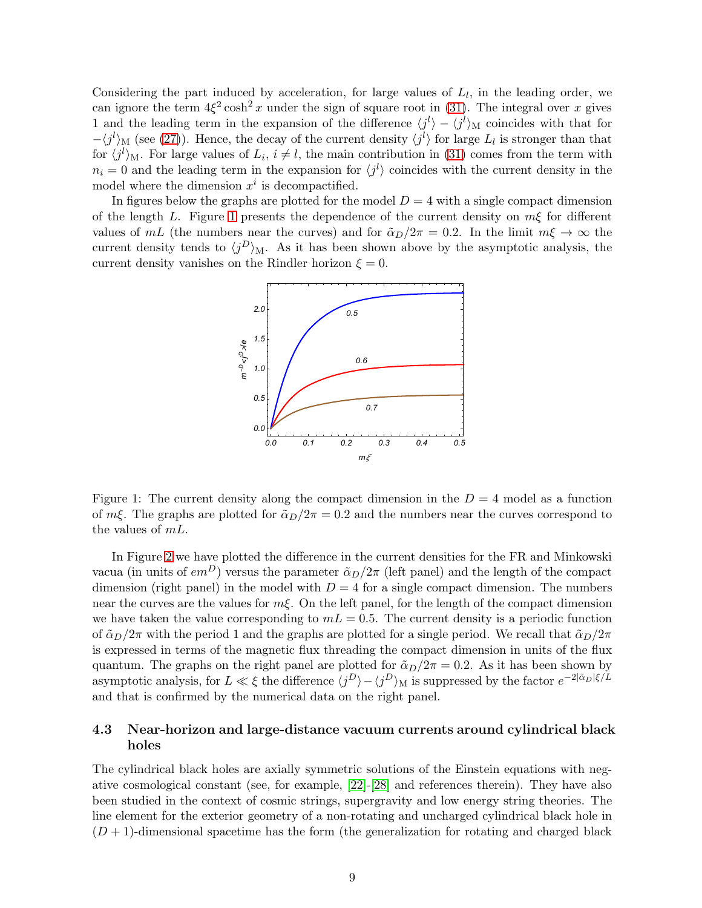Considering the part induced by acceleration, for large values of $L_l$, in the leading order, we can ignore the term $4\xi^2 \cosh^2 x$ under the sign of square root in (31). The integral over $x$ gives 1 and the leading term in the expansion of the difference $\langle j^l \rangle - \langle j^l \rangle_{\rm M}$ coincides with that for $-\langle j^l \rangle_{\rm M}$ (see (27)). Hence, the decay of the current density $\langle j^l \rangle$ for large $L_l$ is stronger than that for $\langle j^l \rangle_{\rm M}$. For large values of $L_i$, $i \neq l$, the main contribution in (31) comes from the term with $n_i = 0$ and the leading term in the expansion for $\langle j^l \rangle$ coincides with the current density in the model where the dimension $x^i$ is decompactified.

In figures below the graphs are plotted for the model $D = 4$ with a single compact dimension of the length $L$. Figure 1 presents the dependence of the current density on $m\xi$ for different values of $mL$ (the numbers near the curves) and for $\tilde{\alpha}_D/2\pi = 0.2$. In the limit $m\xi \to \infty$ the current density tends to $\langle j^D \rangle_{\rm M}$. As it has been shown above by the asymptotic analysis, the current density vanishes on the Rindler horizon $\xi = 0$.

Figure 1: The current density along the compact dimension in the $D = 4$ model as a function of $m\xi$. The graphs are plotted for $\tilde{\alpha}_D/2\pi = 0.2$ and the numbers near the curves correspond to the values of $mL$.

In Figure 2 we have plotted the difference in the current densities for the FR and Minkowski vacua (in units of $em^D$) versus the parameter $\tilde{\alpha}_D/2\pi$ (left panel) and the length of the compact dimension (right panel) in the model with $D = 4$ for a single compact dimension. The numbers near the curves are the values for $m\xi$. On the left panel, for the length of the compact dimension we have taken the value corresponding to $mL = 0.5$. The current density is a periodic function of $\tilde{\alpha}_D/2\pi$ with the period 1 and the graphs are plotted for a single period. We recall that $\tilde{\alpha}_D/2\pi$ is expressed in terms of the magnetic flux threading the compact dimension in units of the flux quantum. The graphs on the right panel are plotted for $\tilde{\alpha}_D/2\pi = 0.2$. As it has been shown by asymptotic analysis, for $L \ll \xi$ the difference $\langle j^D \rangle - \langle j^D \rangle_{\rm M}$ is suppressed by the factor $e^{-2|\tilde{\alpha}_D|\xi/L}$ and that is confirmed by the numerical data on the right panel.

### 4.3 Near-horizon and large-distance vacuum currents around cylindrical black holes

The cylindrical black holes are axially symmetric solutions of the Einstein equations with negative cosmological constant (see, for example, [22]-[28] and references therein). They have also been studied in the context of cosmic strings, supergravity and low energy string theories. The line element for the exterior geometry of a non-rotating and uncharged cylindrical black hole in $(D+1)$-dimensional spacetime has the form (the generalization for rotating and charged black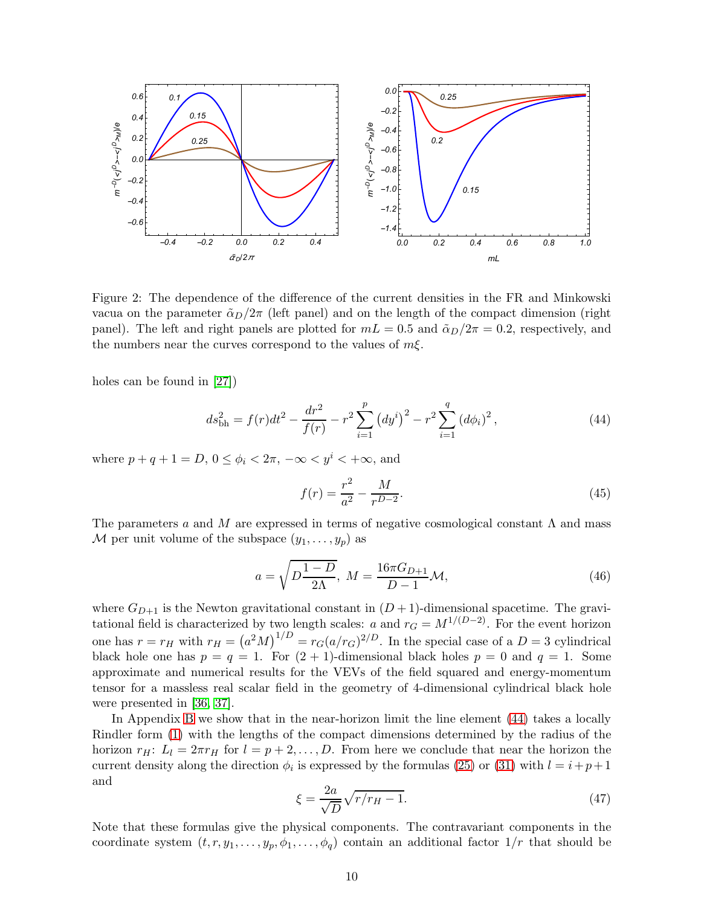Figure 2: The dependence of the difference of the current densities in the FR and Minkowski vacua on the parameter $\tilde{\alpha}_D/2\pi$ (left panel) and on the length of the compact dimension (right panel). The left and right panels are plotted for $mL = 0.5$ and $\tilde{\alpha}_D/2\pi = 0.2$, respectively, and the numbers near the curves correspond to the values of $m\xi$.

holes can be found in [27])

$$ds_{\rm bh}^2 = f(r)dt^2 - \frac{dr^2}{f(r)} - r^2 \sum_{i=1}^{p} \left(dy^i\right)^2 - r^2 \sum_{i=1}^{q} \left(d\phi_i\right)^2, \tag{44}$$

where $p + q + 1 = D$, $0 \le \phi_i < 2\pi$, $-\infty < y^i < +\infty$, and

$$f(r) = \frac{r^2}{a^2} - \frac{M}{r^{D-2}}. \tag{45}$$

The parameters $a$ and $M$ are expressed in terms of negative cosmological constant $\Lambda$ and mass $\mathcal{M}$ per unit volume of the subspace $(y_1, \ldots, y_p)$ as

$$a = \sqrt{D\frac{1-D}{2\Lambda}},\ M = \frac{16\pi G_{D+1}}{D-1}\mathcal{M}, \tag{46}$$

where $G_{D+1}$ is the Newton gravitational constant in $(D+1)$-dimensional spacetime. The gravitational field is characterized by two length scales: $a$ and $r_G = M^{1/(D-2)}$. For the event horizon one has $r = r_H$ with $r_H = \left(a^2 M\right)^{1/D} = r_G (a/r_G)^{2/D}$. In the special case of a $D = 3$ cylindrical black hole one has $p = q = 1$. For $(2+1)$-dimensional black holes $p = 0$ and $q = 1$. Some approximate and numerical results for the VEVs of the field squared and energy-momentum tensor for a massless real scalar field in the geometry of 4-dimensional cylindrical black hole were presented in [36, 37].

In Appendix B we show that in the near-horizon limit the line element (44) takes a locally Rindler form (1) with the lengths of the compact dimensions determined by the radius of the horizon $r_H$: $L_l = 2\pi r_H$ for $l = p+2, \ldots, D$. From here we conclude that near the horizon the current density along the direction $\phi_i$ is expressed by the formulas (25) or (31) with $l = i + p + 1$ and

$$\xi = \frac{2a}{\sqrt{D}}\sqrt{r/r_H - 1}. \tag{47}$$

Note that these formulas give the physical components. The contravariant components in the coordinate system $(t, r, y_1, \ldots, y_p, \phi_1, \ldots, \phi_q)$ contain an additional factor $1/r$ that should be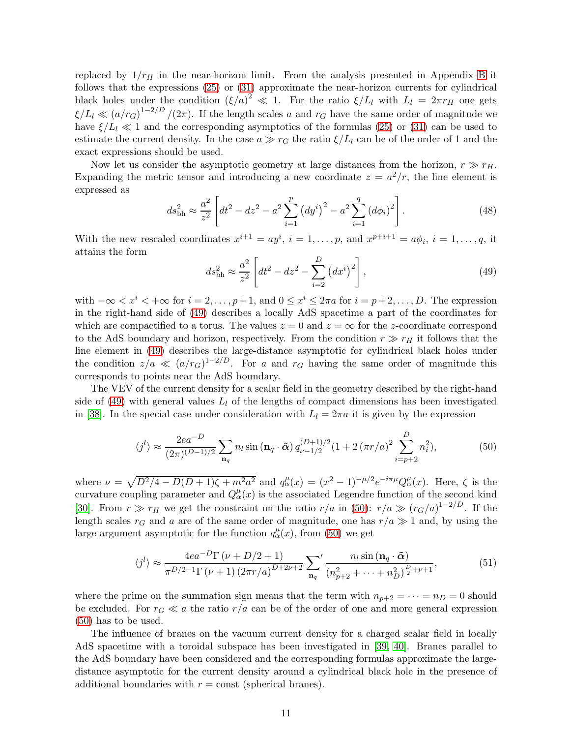replaced by $1/r_H$ in the near-horizon limit. From the analysis presented in Appendix B it follows that the expressions (25) or (31) approximate the near-horizon currents for cylindrical black holes under the condition $(\xi/a)^2 \ll 1$. For the ratio $\xi/L_l$ with $L_l = 2\pi r_H$ one gets $\xi/L_l \ll (a/r_G)^{1-2/D}/(2\pi)$. If the length scales $a$ and $r_G$ have the same order of magnitude we have $\xi/L_l \ll 1$ and the corresponding asymptotics of the formulas (25) or (31) can be used to estimate the current density. In the case $a \gg r_G$ the ratio $\xi/L_l$ can be of the order of 1 and the exact expressions should be used.

Now let us consider the asymptotic geometry at large distances from the horizon, $r \gg r_H$. Expanding the metric tensor and introducing a new coordinate $z = a^2/r$, the line element is expressed as

$$ds^2_{\rm bh} \approx \frac{a^2}{z^2}\left[dt^2 - dz^2 - a^2\sum_{i=1}^{p}\left(dy^i\right)^2 - a^2\sum_{i=1}^{q}\left(d\phi_i\right)^2\right]. \tag{48}$$

With the new rescaled coordinates $x^{i+1} = ay^i$, $i = 1,\ldots,p$, and $x^{p+i+1} = a\phi_i$, $i = 1,\ldots,q$, it attains the form

$$ds^2_{\rm bh} \approx \frac{a^2}{z^2}\left[dt^2 - dz^2 - \sum_{i=2}^{D}\left(dx^i\right)^2\right], \tag{49}$$

with $-\infty < x^i < +\infty$ for $i = 2,\ldots,p+1$, and $0 \le x^i \le 2\pi a$ for $i = p+2,\ldots,D$. The expression in the right-hand side of (49) describes a locally AdS spacetime a part of the coordinates for which are compactified to a torus. The values $z = 0$ and $z = \infty$ for the $z$-coordinate correspond to the AdS boundary and horizon, respectively. From the condition $r \gg r_H$ it follows that the line element in (49) describes the large-distance asymptotic for cylindrical black holes under the condition $z/a \ll (a/r_G)^{1-2/D}$. For $a$ and $r_G$ having the same order of magnitude this corresponds to points near the AdS boundary.

The VEV of the current density for a scalar field in the geometry described by the right-hand side of (49) with general values $L_l$ of the lengths of compact dimensions has been investigated in [38]. In the special case under consideration with $L_l = 2\pi a$ it is given by the expression

$$\langle j^l\rangle \approx \frac{2ea^{-D}}{(2\pi)^{(D-1)/2}}\sum_{\mathbf{n}_q} n_l \sin\left(\mathbf{n}_q\cdot\tilde{\boldsymbol{\alpha}}\right) q^{(D+1)/2}_{\nu-1/2}\big(1 + 2\left(\pi r/a\right)^2\sum_{i=p+2}^{D} n_i^2\big), \tag{50}$$

where $\nu = \sqrt{D^2/4 - D(D+1)\zeta + m^2a^2}$ and $q^{\mu}_{\alpha}(x) = (x^2-1)^{-\mu/2}e^{-i\pi\mu}Q^{\mu}_{\alpha}(x)$. Here, $\zeta$ is the curvature coupling parameter and $Q^{\mu}_{\alpha}(x)$ is the associated Legendre function of the second kind [30]. From $r \gg r_H$ we get the constraint on the ratio $r/a$ in (50): $r/a \gg (r_G/a)^{1-2/D}$. If the length scales $r_G$ and $a$ are of the same order of magnitude, one has $r/a \gg 1$ and, by using the large argument asymptotic for the function $q^{\mu}_{\alpha}(x)$, from (50) we get

$$\langle j^l\rangle \approx \frac{4ea^{-D}\Gamma\left(\nu + D/2 + 1\right)}{\pi^{D/2-1}\Gamma\left(\nu+1\right)\left(2\pi r/a\right)^{D+2\nu+2}}\sum_{\mathbf{n}_q}{}' \frac{n_l \sin\left(\mathbf{n}_q\cdot\tilde{\boldsymbol{\alpha}}\right)}{\left(n^2_{p+2} + \cdots + n^2_D\right)^{\frac{D}{2}+\nu+1}}, \tag{51}$$

where the prime on the summation sign means that the term with $n_{p+2} = \cdots = n_D = 0$ should be excluded. For $r_G \ll a$ the ratio $r/a$ can be of the order of one and more general expression (50) has to be used.

The influence of branes on the vacuum current density for a charged scalar field in locally AdS spacetime with a toroidal subspace has been investigated in [39, 40]. Branes parallel to the AdS boundary have been considered and the corresponding formulas approximate the large-distance asymptotic for the current density around a cylindrical black hole in the presence of additional boundaries with $r = \text{const}$ (spherical branes).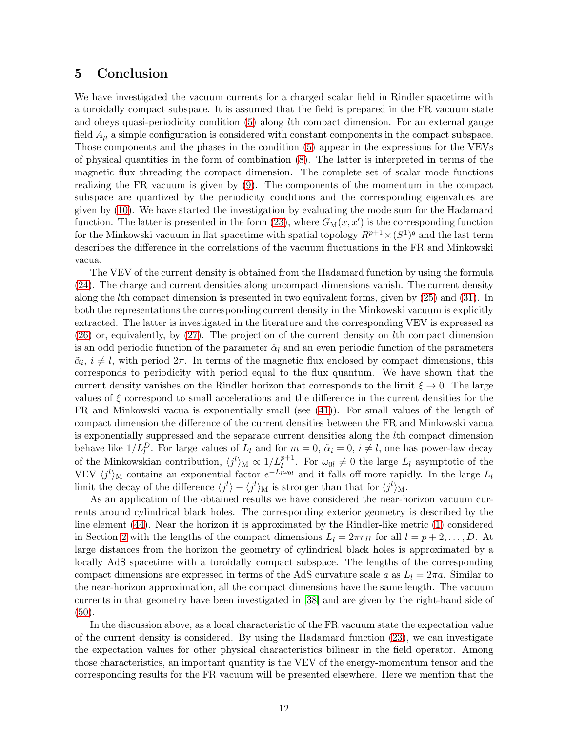## 5 Conclusion

We have investigated the vacuum currents for a charged scalar field in Rindler spacetime with a toroidally compact subspace. It is assumed that the field is prepared in the FR vacuum state and obeys quasi-periodicity condition (5) along $l$th compact dimension. For an external gauge field $A_\mu$ a simple configuration is considered with constant components in the compact subspace. Those components and the phases in the condition (5) appear in the expressions for the VEVs of physical quantities in the form of combination (8). The latter is interpreted in terms of the magnetic flux threading the compact dimension. The complete set of scalar mode functions realizing the FR vacuum is given by (9). The components of the momentum in the compact subspace are quantized by the periodicity conditions and the corresponding eigenvalues are given by (10). We have started the investigation by evaluating the mode sum for the Hadamard function. The latter is presented in the form (23), where $G_{\mathrm{M}}(x,x')$ is the corresponding function for the Minkowski vacuum in flat spacetime with spatial topology $R^{p+1}\times(S^1)^q$ and the last term describes the difference in the correlations of the vacuum fluctuations in the FR and Minkowski vacua.

The VEV of the current density is obtained from the Hadamard function by using the formula (24). The charge and current densities along uncompact dimensions vanish. The current density along the $l$th compact dimension is presented in two equivalent forms, given by (25) and (31). In both the representations the corresponding current density in the Minkowski vacuum is explicitly extracted. The latter is investigated in the literature and the corresponding VEV is expressed as (26) or, equivalently, by (27). The projection of the current density on $l$th compact dimension is an odd periodic function of the parameter $\tilde{\alpha}_l$ and an even periodic function of the parameters $\tilde{\alpha}_i$, $i\neq l$, with period $2\pi$. In terms of the magnetic flux enclosed by compact dimensions, this corresponds to periodicity with period equal to the flux quantum. We have shown that the current density vanishes on the Rindler horizon that corresponds to the limit $\xi\to 0$. The large values of $\xi$ correspond to small accelerations and the difference in the current densities for the FR and Minkowski vacua is exponentially small (see (41)). For small values of the length of compact dimension the difference of the current densities between the FR and Minkowski vacua is exponentially suppressed and the separate current densities along the $l$th compact dimension behave like $1/L_l^D$. For large values of $L_l$ and for $m=0$, $\tilde{\alpha}_i=0$, $i\neq l$, one has power-law decay of the Minkowskian contribution, $\langle j^l\rangle_{\mathrm{M}}\propto 1/L_l^{p+1}$. For $\omega_{0l}\neq 0$ the large $L_l$ asymptotic of the VEV $\langle j^l\rangle_{\mathrm{M}}$ contains an exponential factor $e^{-L_l\omega_{0l}}$ and it falls off more rapidly. In the large $L_l$ limit the decay of the difference $\langle j^l\rangle-\langle j^l\rangle_{\mathrm{M}}$ is stronger than that for $\langle j^l\rangle_{\mathrm{M}}$.

As an application of the obtained results we have considered the near-horizon vacuum currents around cylindrical black holes. The corresponding exterior geometry is described by the line element (44). Near the horizon it is approximated by the Rindler-like metric (1) considered in Section 2 with the lengths of the compact dimensions $L_l=2\pi r_H$ for all $l=p+2,\ldots,D$. At large distances from the horizon the geometry of cylindrical black holes is approximated by a locally AdS spacetime with a toroidally compact subspace. The lengths of the corresponding compact dimensions are expressed in terms of the AdS curvature scale $a$ as $L_l=2\pi a$. Similar to the near-horizon approximation, all the compact dimensions have the same length. The vacuum currents in that geometry have been investigated in [38] and are given by the right-hand side of (50).

In the discussion above, as a local characteristic of the FR vacuum state the expectation value of the current density is considered. By using the Hadamard function (23), we can investigate the expectation values for other physical characteristics bilinear in the field operator. Among those characteristics, an important quantity is the VEV of the energy-momentum tensor and the corresponding results for the FR vacuum will be presented elsewhere. Here we mention that the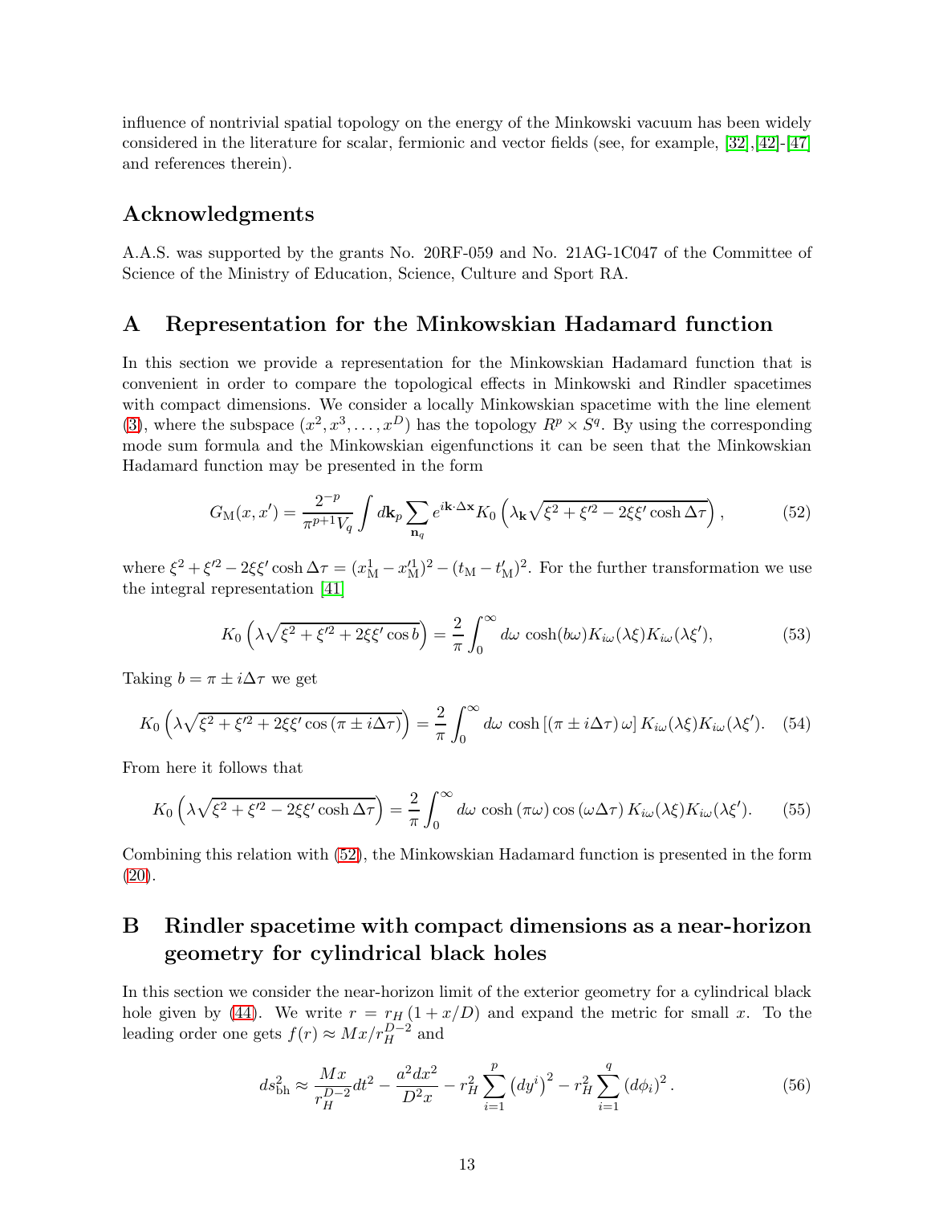influence of nontrivial spatial topology on the energy of the Minkowski vacuum has been widely considered in the literature for scalar, fermionic and vector fields (see, for example, [32],[42]-[47] and references therein).

## Acknowledgments

A.A.S. was supported by the grants No. 20RF-059 and No. 21AG-1C047 of the Committee of Science of the Ministry of Education, Science, Culture and Sport RA.

## A Representation for the Minkowskian Hadamard function

In this section we provide a representation for the Minkowskian Hadamard function that is convenient in order to compare the topological effects in Minkowski and Rindler spacetimes with compact dimensions. We consider a locally Minkowskian spacetime with the line element (3), where the subspace $(x^2, x^3, \ldots, x^D)$ has the topology $R^p \times S^q$. By using the corresponding mode sum formula and the Minkowskian eigenfunctions it can be seen that the Minkowskian Hadamard function may be presented in the form

$$G_{\mathrm{M}}(x, x') = \frac{2^{-p}}{\pi^{p+1} V_q} \int d\mathbf{k}_p \sum_{\mathbf{n}_q} e^{i\mathbf{k}\cdot\Delta\mathbf{x}} K_0\left(\lambda_{\mathbf{k}}\sqrt{\xi^2 + \xi'^2 - 2\xi\xi'\cosh\Delta\tau}\right), \tag{52}$$

where $\xi^2 + \xi'^2 - 2\xi\xi'\cosh\Delta\tau = (x^1_{\mathrm{M}} - x'^1_{\mathrm{M}})^2 - (t_{\mathrm{M}} - t'_{\mathrm{M}})^2$. For the further transformation we use the integral representation [41]

$$K_0\left(\lambda\sqrt{\xi^2 + \xi'^2 + 2\xi\xi'\cos b}\right) = \frac{2}{\pi}\int_0^\infty d\omega\, \cosh(b\omega) K_{i\omega}(\lambda\xi) K_{i\omega}(\lambda\xi'), \tag{53}$$

Taking $b = \pi \pm i\Delta\tau$ we get

$$K_0\left(\lambda\sqrt{\xi^2 + \xi'^2 + 2\xi\xi'\cos(\pi \pm i\Delta\tau)}\right) = \frac{2}{\pi}\int_0^\infty d\omega\, \cosh\left[(\pi \pm i\Delta\tau)\,\omega\right] K_{i\omega}(\lambda\xi) K_{i\omega}(\lambda\xi'). \tag{54}$$

From here it follows that

$$K_0\left(\lambda\sqrt{\xi^2 + \xi'^2 - 2\xi\xi'\cosh\Delta\tau}\right) = \frac{2}{\pi}\int_0^\infty d\omega\, \cosh(\pi\omega)\cos(\omega\Delta\tau)\, K_{i\omega}(\lambda\xi) K_{i\omega}(\lambda\xi'). \tag{55}$$

Combining this relation with (52), the Minkowskian Hadamard function is presented in the form (20).

## B Rindler spacetime with compact dimensions as a near-horizon geometry for cylindrical black holes

In this section we consider the near-horizon limit of the exterior geometry for a cylindrical black hole given by (44). We write $r = r_H(1 + x/D)$ and expand the metric for small $x$. To the leading order one gets $f(r) \approx Mx/r_H^{D-2}$ and

$$ds^2_{\mathrm{bh}} \approx \frac{Mx}{r_H^{D-2}}dt^2 - \frac{a^2 dx^2}{D^2 x} - r_H^2\sum_{i=1}^{p}\left(dy^i\right)^2 - r_H^2\sum_{i=1}^{q}\left(d\phi_i\right)^2. \tag{56}$$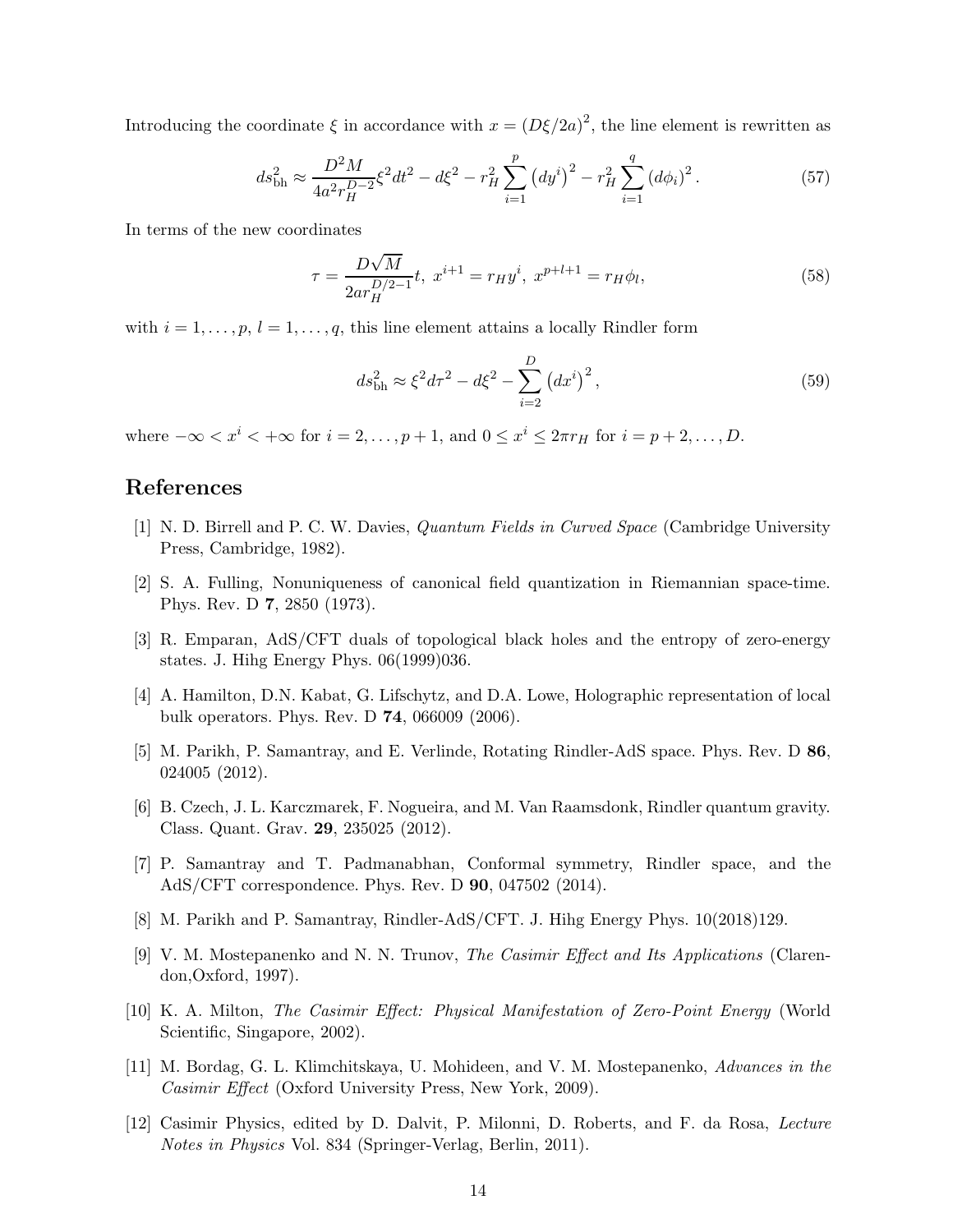Introducing the coordinate $\xi$ in accordance with $x = (D\xi/2a)^2$, the line element is rewritten as

$$ds_{\rm bh}^2 \approx \frac{D^2 M}{4a^2 r_H^{D-2}}\xi^2 dt^2 - d\xi^2 - r_H^2 \sum_{i=1}^{p} \left(dy^i\right)^2 - r_H^2 \sum_{i=1}^{q} \left(d\phi_i\right)^2 . \tag{57}$$

In terms of the new coordinates

$$\tau = \frac{D\sqrt{M}}{2ar_H^{D/2-1}}t,\ x^{i+1} = r_H y^i,\ x^{p+l+1} = r_H \phi_l, \tag{58}$$

with $i = 1, \ldots, p$, $l = 1, \ldots, q$, this line element attains a locally Rindler form

$$ds_{\rm bh}^2 \approx \xi^2 d\tau^2 - d\xi^2 - \sum_{i=2}^{D} \left(dx^i\right)^2 , \tag{59}$$

where $-\infty < x^i < +\infty$ for $i = 2, \ldots, p+1$, and $0 \leq x^i \leq 2\pi r_H$ for $i = p+2, \ldots, D$.

## References

[1] N. D. Birrell and P. C. W. Davies, *Quantum Fields in Curved Space* (Cambridge University Press, Cambridge, 1982).

[2] S. A. Fulling, Nonuniqueness of canonical field quantization in Riemannian space-time. Phys. Rev. D **7**, 2850 (1973).

[3] R. Emparan, AdS/CFT duals of topological black holes and the entropy of zero-energy states. J. Hihg Energy Phys. 06(1999)036.

[4] A. Hamilton, D.N. Kabat, G. Lifschytz, and D.A. Lowe, Holographic representation of local bulk operators. Phys. Rev. D **74**, 066009 (2006).

[5] M. Parikh, P. Samantray, and E. Verlinde, Rotating Rindler-AdS space. Phys. Rev. D **86**, 024005 (2012).

[6] B. Czech, J. L. Karczmarek, F. Nogueira, and M. Van Raamsdonk, Rindler quantum gravity. Class. Quant. Grav. **29**, 235025 (2012).

[7] P. Samantray and T. Padmanabhan, Conformal symmetry, Rindler space, and the AdS/CFT correspondence. Phys. Rev. D **90**, 047502 (2014).

[8] M. Parikh and P. Samantray, Rindler-AdS/CFT. J. Hihg Energy Phys. 10(2018)129.

[9] V. M. Mostepanenko and N. N. Trunov, *The Casimir Effect and Its Applications* (Clarendon,Oxford, 1997).

[10] K. A. Milton, *The Casimir Effect: Physical Manifestation of Zero-Point Energy* (World Scientific, Singapore, 2002).

[11] M. Bordag, G. L. Klimchitskaya, U. Mohideen, and V. M. Mostepanenko, *Advances in the Casimir Effect* (Oxford University Press, New York, 2009).

[12] Casimir Physics, edited by D. Dalvit, P. Milonni, D. Roberts, and F. da Rosa, *Lecture Notes in Physics* Vol. 834 (Springer-Verlag, Berlin, 2011).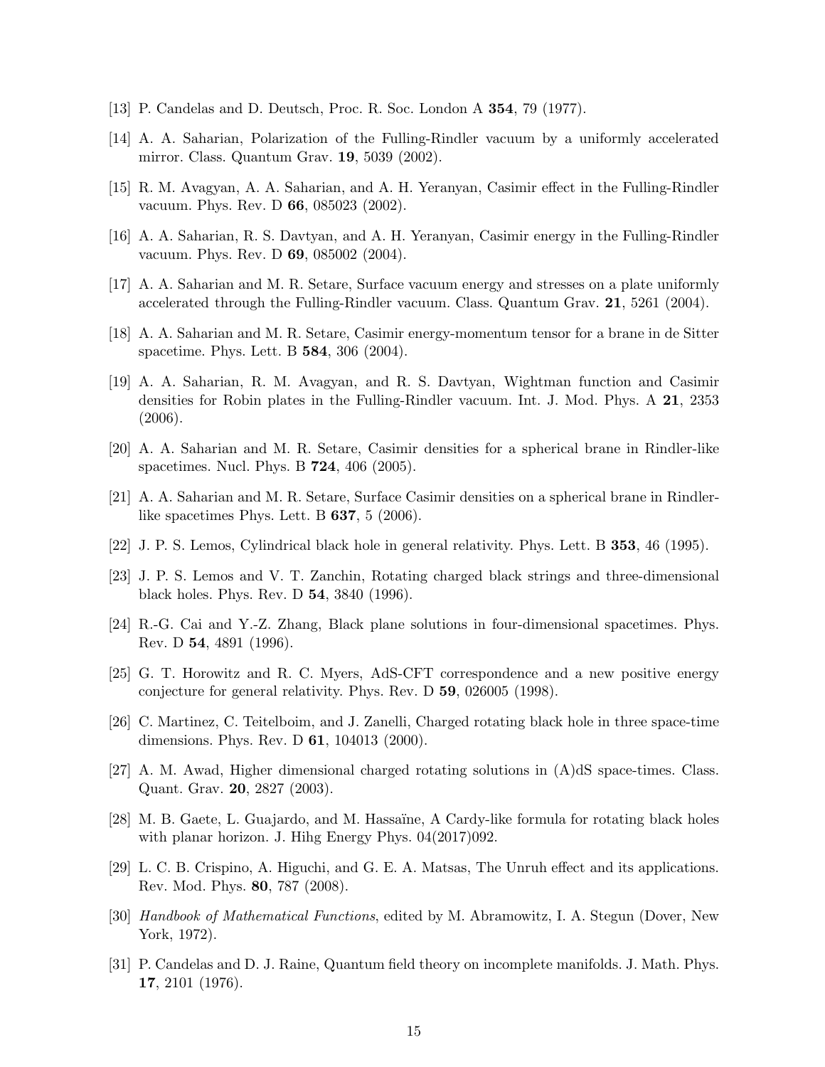[13] P. Candelas and D. Deutsch, Proc. R. Soc. London A **354**, 79 (1977).

[14] A. A. Saharian, Polarization of the Fulling-Rindler vacuum by a uniformly accelerated mirror. Class. Quantum Grav. **19**, 5039 (2002).

[15] R. M. Avagyan, A. A. Saharian, and A. H. Yeranyan, Casimir effect in the Fulling-Rindler vacuum. Phys. Rev. D **66**, 085023 (2002).

[16] A. A. Saharian, R. S. Davtyan, and A. H. Yeranyan, Casimir energy in the Fulling-Rindler vacuum. Phys. Rev. D **69**, 085002 (2004).

[17] A. A. Saharian and M. R. Setare, Surface vacuum energy and stresses on a plate uniformly accelerated through the Fulling-Rindler vacuum. Class. Quantum Grav. **21**, 5261 (2004).

[18] A. A. Saharian and M. R. Setare, Casimir energy-momentum tensor for a brane in de Sitter spacetime. Phys. Lett. B **584**, 306 (2004).

[19] A. A. Saharian, R. M. Avagyan, and R. S. Davtyan, Wightman function and Casimir densities for Robin plates in the Fulling-Rindler vacuum. Int. J. Mod. Phys. A **21**, 2353 (2006).

[20] A. A. Saharian and M. R. Setare, Casimir densities for a spherical brane in Rindler-like spacetimes. Nucl. Phys. B **724**, 406 (2005).

[21] A. A. Saharian and M. R. Setare, Surface Casimir densities on a spherical brane in Rindler-like spacetimes Phys. Lett. B **637**, 5 (2006).

[22] J. P. S. Lemos, Cylindrical black hole in general relativity. Phys. Lett. B **353**, 46 (1995).

[23] J. P. S. Lemos and V. T. Zanchin, Rotating charged black strings and three-dimensional black holes. Phys. Rev. D **54**, 3840 (1996).

[24] R.-G. Cai and Y.-Z. Zhang, Black plane solutions in four-dimensional spacetimes. Phys. Rev. D **54**, 4891 (1996).

[25] G. T. Horowitz and R. C. Myers, AdS-CFT correspondence and a new positive energy conjecture for general relativity. Phys. Rev. D **59**, 026005 (1998).

[26] C. Martinez, C. Teitelboim, and J. Zanelli, Charged rotating black hole in three space-time dimensions. Phys. Rev. D **61**, 104013 (2000).

[27] A. M. Awad, Higher dimensional charged rotating solutions in (A)dS space-times. Class. Quant. Grav. **20**, 2827 (2003).

[28] M. B. Gaete, L. Guajardo, and M. Hassaïne, A Cardy-like formula for rotating black holes with planar horizon. J. Hihg Energy Phys. 04(2017)092.

[29] L. C. B. Crispino, A. Higuchi, and G. E. A. Matsas, The Unruh effect and its applications. Rev. Mod. Phys. **80**, 787 (2008).

[30] *Handbook of Mathematical Functions*, edited by M. Abramowitz, I. A. Stegun (Dover, New York, 1972).

[31] P. Candelas and D. J. Raine, Quantum field theory on incomplete manifolds. J. Math. Phys. **17**, 2101 (1976).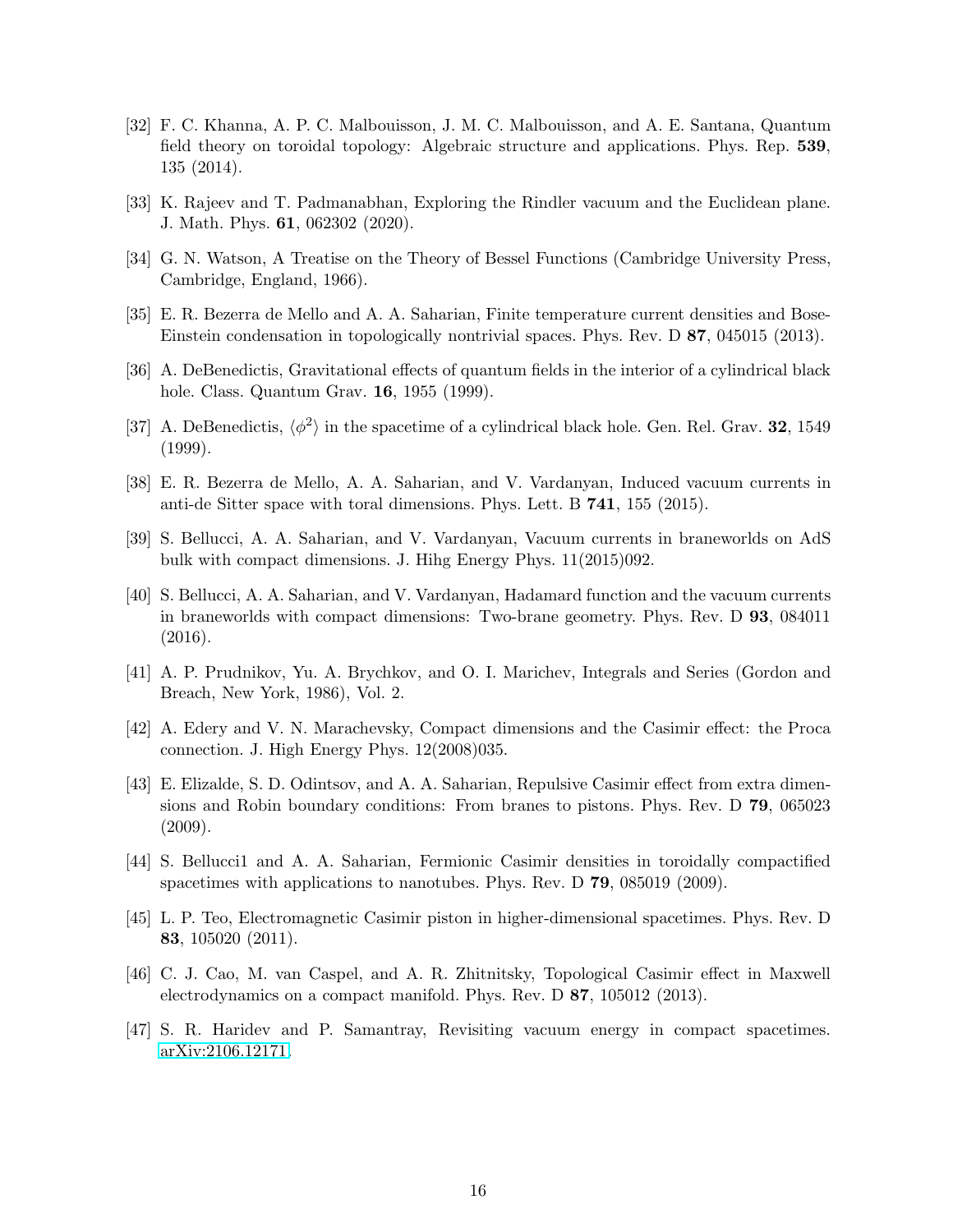[32] F. C. Khanna, A. P. C. Malbouisson, J. M. C. Malbouisson, and A. E. Santana, Quantum field theory on toroidal topology: Algebraic structure and applications. Phys. Rep. **539**, 135 (2014).

[33] K. Rajeev and T. Padmanabhan, Exploring the Rindler vacuum and the Euclidean plane. J. Math. Phys. **61**, 062302 (2020).

[34] G. N. Watson, A Treatise on the Theory of Bessel Functions (Cambridge University Press, Cambridge, England, 1966).

[35] E. R. Bezerra de Mello and A. A. Saharian, Finite temperature current densities and Bose-Einstein condensation in topologically nontrivial spaces. Phys. Rev. D **87**, 045015 (2013).

[36] A. DeBenedictis, Gravitational effects of quantum fields in the interior of a cylindrical black hole. Class. Quantum Grav. **16**, 1955 (1999).

[37] A. DeBenedictis, $\langle \phi^2 \rangle$ in the spacetime of a cylindrical black hole. Gen. Rel. Grav. **32**, 1549 (1999).

[38] E. R. Bezerra de Mello, A. A. Saharian, and V. Vardanyan, Induced vacuum currents in anti-de Sitter space with toral dimensions. Phys. Lett. B **741**, 155 (2015).

[39] S. Bellucci, A. A. Saharian, and V. Vardanyan, Vacuum currents in braneworlds on AdS bulk with compact dimensions. J. Hihg Energy Phys. 11(2015)092.

[40] S. Bellucci, A. A. Saharian, and V. Vardanyan, Hadamard function and the vacuum currents in braneworlds with compact dimensions: Two-brane geometry. Phys. Rev. D **93**, 084011 (2016).

[41] A. P. Prudnikov, Yu. A. Brychkov, and O. I. Marichev, Integrals and Series (Gordon and Breach, New York, 1986), Vol. 2.

[42] A. Edery and V. N. Marachevsky, Compact dimensions and the Casimir effect: the Proca connection. J. High Energy Phys. 12(2008)035.

[43] E. Elizalde, S. D. Odintsov, and A. A. Saharian, Repulsive Casimir effect from extra dimensions and Robin boundary conditions: From branes to pistons. Phys. Rev. D **79**, 065023 (2009).

[44] S. Bellucci1 and A. A. Saharian, Fermionic Casimir densities in toroidally compactified spacetimes with applications to nanotubes. Phys. Rev. D **79**, 085019 (2009).

[45] L. P. Teo, Electromagnetic Casimir piston in higher-dimensional spacetimes. Phys. Rev. D **83**, 105020 (2011).

[46] C. J. Cao, M. van Caspel, and A. R. Zhitnitsky, Topological Casimir effect in Maxwell electrodynamics on a compact manifold. Phys. Rev. D **87**, 105012 (2013).

[47] S. R. Haridev and P. Samantray, Revisiting vacuum energy in compact spacetimes. arXiv:2106.12171.